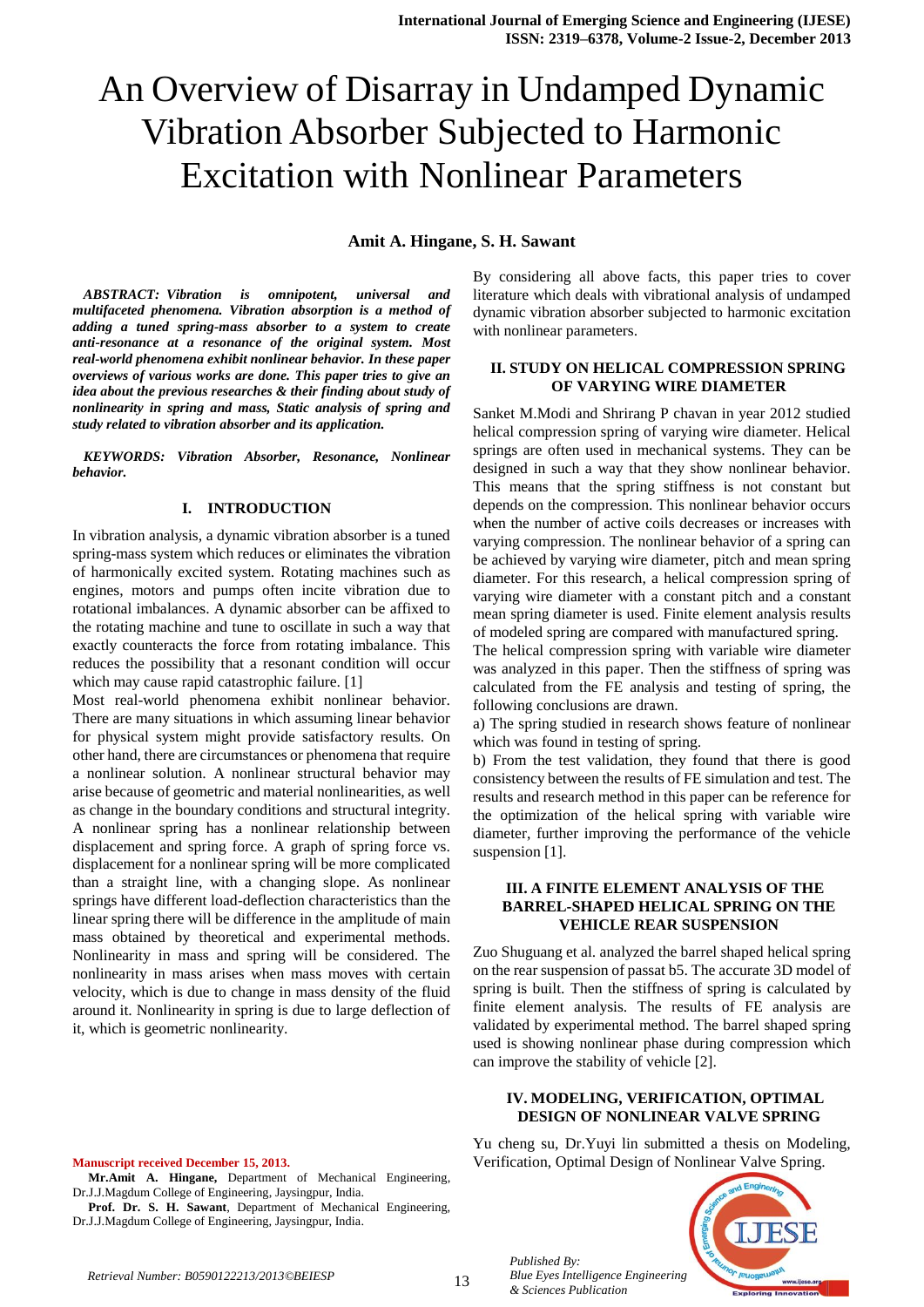# An Overview of Disarray in Undamped Dynamic Vibration Absorber Subjected to Harmonic Excitation with Nonlinear Parameters

**Amit A. Hingane, S. H. Sawant**

***ABSTRACT: Vibration is omnipotent, universal and multifaceted phenomena. Vibration absorption is a method of adding a tuned spring-mass absorber to a system to create anti-resonance at a resonance of the original system. Most real-world phenomena exhibit nonlinear behavior. In these paper overviews of various works are done. This paper tries to give an idea about the previous researches & their finding about study of nonlinearity in spring and mass, Static analysis of spring and study related to vibration absorber and its application.***

***KEYWORDS: Vibration Absorber, Resonance, Nonlinear behavior.***

## I. INTRODUCTION

In vibration analysis, a dynamic vibration absorber is a tuned spring-mass system which reduces or eliminates the vibration of harmonically excited system. Rotating machines such as engines, motors and pumps often incite vibration due to rotational imbalances. A dynamic absorber can be affixed to the rotating machine and tune to oscillate in such a way that exactly counteracts the force from rotating imbalance. This reduces the possibility that a resonant condition will occur which may cause rapid catastrophic failure. [1]

Most real-world phenomena exhibit nonlinear behavior. There are many situations in which assuming linear behavior for physical system might provide satisfactory results. On other hand, there are circumstances or phenomena that require a nonlinear solution. A nonlinear structural behavior may arise because of geometric and material nonlinearities, as well as change in the boundary conditions and structural integrity. A nonlinear spring has a nonlinear relationship between displacement and spring force. A graph of spring force vs. displacement for a nonlinear spring will be more complicated than a straight line, with a changing slope. As nonlinear springs have different load-deflection characteristics than the linear spring there will be difference in the amplitude of main mass obtained by theoretical and experimental methods. Nonlinearity in mass and spring will be considered. The nonlinearity in mass arises when mass moves with certain velocity, which is due to change in mass density of the fluid around it. Nonlinearity in spring is due to large deflection of it, which is geometric nonlinearity.

By considering all above facts, this paper tries to cover literature which deals with vibrational analysis of undamped dynamic vibration absorber subjected to harmonic excitation with nonlinear parameters.

## II. STUDY ON HELICAL COMPRESSION SPRING OF VARYING WIRE DIAMETER

Sanket M.Modi and Shrirang P chavan in year 2012 studied helical compression spring of varying wire diameter. Helical springs are often used in mechanical systems. They can be designed in such a way that they show nonlinear behavior. This means that the spring stiffness is not constant but depends on the compression. This nonlinear behavior occurs when the number of active coils decreases or increases with varying compression. The nonlinear behavior of a spring can be achieved by varying wire diameter, pitch and mean spring diameter. For this research, a helical compression spring of varying wire diameter with a constant pitch and a constant mean spring diameter is used. Finite element analysis results of modeled spring are compared with manufactured spring.

The helical compression spring with variable wire diameter was analyzed in this paper. Then the stiffness of spring was calculated from the FE analysis and testing of spring, the following conclusions are drawn.

a) The spring studied in research shows feature of nonlinear which was found in testing of spring.

b) From the test validation, they found that there is good consistency between the results of FE simulation and test. The results and research method in this paper can be reference for the optimization of the helical spring with variable wire diameter, further improving the performance of the vehicle suspension [1].

## III. A FINITE ELEMENT ANALYSIS OF THE BARREL-SHAPED HELICAL SPRING ON THE VEHICLE REAR SUSPENSION

Zuo Shuguang et al. analyzed the barrel shaped helical spring on the rear suspension of passat b5. The accurate 3D model of spring is built. Then the stiffness of spring is calculated by finite element analysis. The results of FE analysis are validated by experimental method. The barrel shaped spring used is showing nonlinear phase during compression which can improve the stability of vehicle [2].

## IV. MODELING, VERIFICATION, OPTIMAL DESIGN OF NONLINEAR VALVE SPRING

Yu cheng su, Dr.Yuyi lin submitted a thesis on Modeling, Verification, Optimal Design of Nonlinear Valve Spring.

**Manuscript received December 15, 2013.**

**Mr.Amit A. Hingane,** Department of Mechanical Engineering, Dr.J.J.Magdum College of Engineering, Jaysingpur, India.

**Prof. Dr. S. H. Sawant**, Department of Mechanical Engineering, Dr.J.J.Magdum College of Engineering, Jaysingpur, India.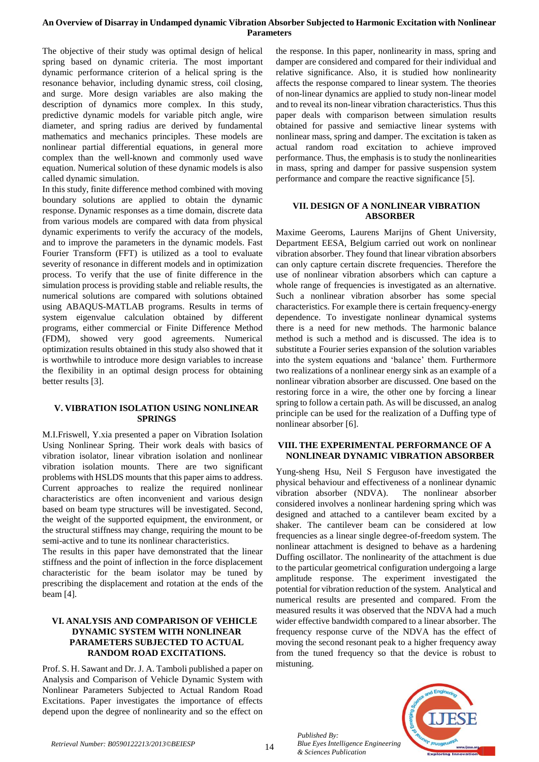The objective of their study was optimal design of helical spring based on dynamic criteria. The most important dynamic performance criterion of a helical spring is the resonance behavior, including dynamic stress, coil closing, and surge. More design variables are also making the description of dynamics more complex. In this study, predictive dynamic models for variable pitch angle, wire diameter, and spring radius are derived by fundamental mathematics and mechanics principles. These models are nonlinear partial differential equations, in general more complex than the well-known and commonly used wave equation. Numerical solution of these dynamic models is also called dynamic simulation.

In this study, finite difference method combined with moving boundary solutions are applied to obtain the dynamic response. Dynamic responses as a time domain, discrete data from various models are compared with data from physical dynamic experiments to verify the accuracy of the models, and to improve the parameters in the dynamic models. Fast Fourier Transform (FFT) is utilized as a tool to evaluate severity of resonance in different models and in optimization process. To verify that the use of finite difference in the simulation process is providing stable and reliable results, the numerical solutions are compared with solutions obtained using ABAQUS-MATLAB programs. Results in terms of system eigenvalue calculation obtained by different programs, either commercial or Finite Difference Method (FDM), showed very good agreements. Numerical optimization results obtained in this study also showed that it is worthwhile to introduce more design variables to increase the flexibility in an optimal design process for obtaining better results [3].

## V. VIBRATION ISOLATION USING NONLINEAR SPRINGS

M.I.Friswell, Y.xia presented a paper on Vibration Isolation Using Nonlinear Spring. Their work deals with basics of vibration isolator, linear vibration isolation and nonlinear vibration isolation mounts. There are two significant problems with HSLDS mounts that this paper aims to address. Current approaches to realize the required nonlinear characteristics are often inconvenient and various design based on beam type structures will be investigated. Second, the weight of the supported equipment, the environment, or the structural stiffness may change, requiring the mount to be semi-active and to tune its nonlinear characteristics.

The results in this paper have demonstrated that the linear stiffness and the point of inflection in the force displacement characteristic for the beam isolator may be tuned by prescribing the displacement and rotation at the ends of the beam [4].

## VI. ANALYSIS AND COMPARISON OF VEHICLE DYNAMIC SYSTEM WITH NONLINEAR PARAMETERS SUBJECTED TO ACTUAL RANDOM ROAD EXCITATIONS.

Prof. S. H. Sawant and Dr. J. A. Tamboli published a paper on Analysis and Comparison of Vehicle Dynamic System with Nonlinear Parameters Subjected to Actual Random Road Excitations. Paper investigates the importance of effects depend upon the degree of nonlinearity and so the effect on the response. In this paper, nonlinearity in mass, spring and damper are considered and compared for their individual and relative significance. Also, it is studied how nonlinearity affects the response compared to linear system. The theories of non-linear dynamics are applied to study non-linear model and to reveal its non-linear vibration characteristics. Thus this paper deals with comparison between simulation results obtained for passive and semiactive linear systems with nonlinear mass, spring and damper. The excitation is taken as actual random road excitation to achieve improved performance. Thus, the emphasis is to study the nonlinearities in mass, spring and damper for passive suspension system performance and compare the reactive significance [5].

## VII. DESIGN OF A NONLINEAR VIBRATION ABSORBER

Maxime Geeroms, Laurens Marijns of Ghent University, Department EESA, Belgium carried out work on nonlinear vibration absorber. They found that linear vibration absorbers can only capture certain discrete frequencies. Therefore the use of nonlinear vibration absorbers which can capture a whole range of frequencies is investigated as an alternative. Such a nonlinear vibration absorber has some special characteristics. For example there is certain frequency-energy dependence. To investigate nonlinear dynamical systems there is a need for new methods. The harmonic balance method is such a method and is discussed. The idea is to substitute a Fourier series expansion of the solution variables into the system equations and 'balance' them. Furthermore two realizations of a nonlinear energy sink as an example of a nonlinear vibration absorber are discussed. One based on the restoring force in a wire, the other one by forcing a linear spring to follow a certain path. As will be discussed, an analog principle can be used for the realization of a Duffing type of nonlinear absorber [6].

## VIII. THE EXPERIMENTAL PERFORMANCE OF A NONLINEAR DYNAMIC VIBRATION ABSORBER

Yung-sheng Hsu, Neil S Ferguson have investigated the physical behaviour and effectiveness of a nonlinear dynamic vibration absorber (NDVA). The nonlinear absorber considered involves a nonlinear hardening spring which was designed and attached to a cantilever beam excited by a shaker. The cantilever beam can be considered at low frequencies as a linear single degree-of-freedom system. The nonlinear attachment is designed to behave as a hardening Duffing oscillator. The nonlinearity of the attachment is due to the particular geometrical configuration undergoing a large amplitude response. The experiment investigated the potential for vibration reduction of the system. Analytical and numerical results are presented and compared. From the measured results it was observed that the NDVA had a much wider effective bandwidth compared to a linear absorber. The frequency response curve of the NDVA has the effect of moving the second resonant peak to a higher frequency away from the tuned frequency so that the device is robust to mistuning.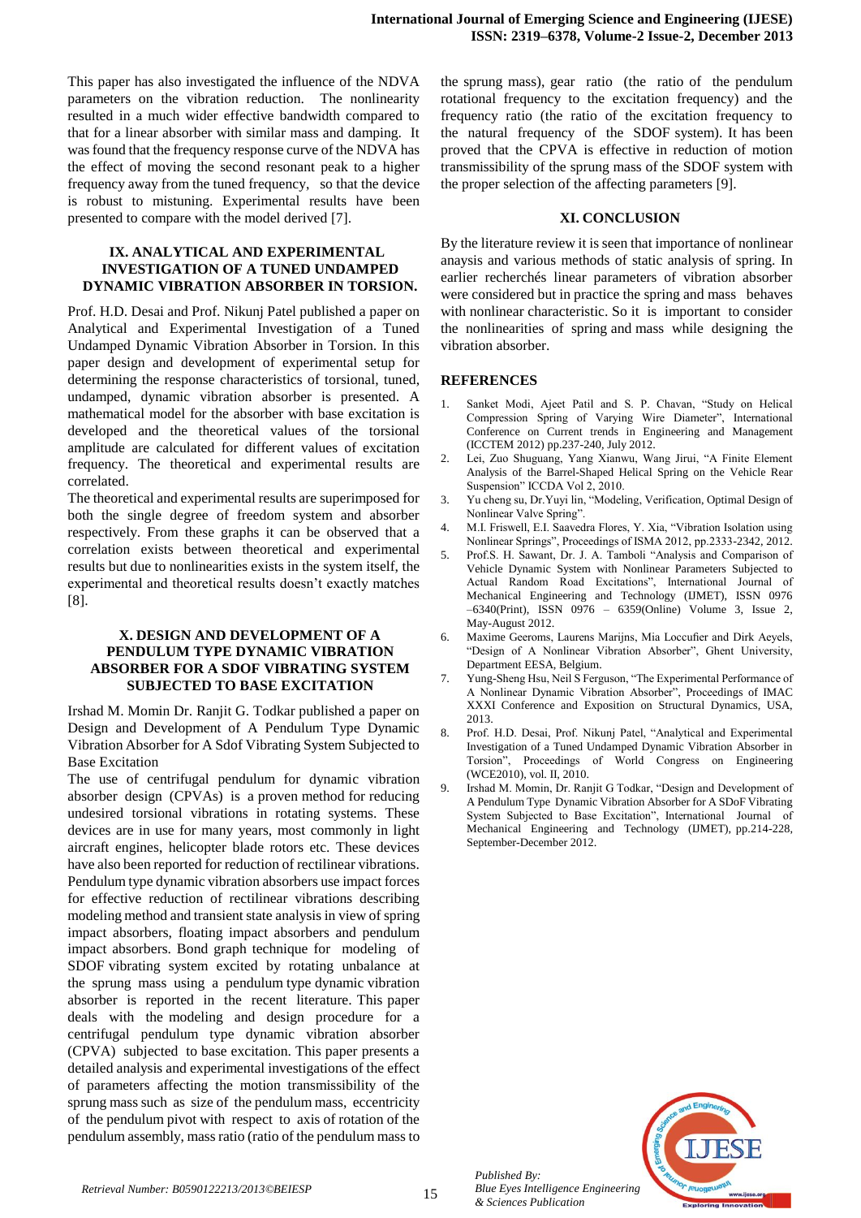This paper has also investigated the influence of the NDVA parameters on the vibration reduction. The nonlinearity resulted in a much wider effective bandwidth compared to that for a linear absorber with similar mass and damping. It was found that the frequency response curve of the NDVA has the effect of moving the second resonant peak to a higher frequency away from the tuned frequency, so that the device is robust to mistuning. Experimental results have been presented to compare with the model derived [7].

## IX. ANALYTICAL AND EXPERIMENTAL INVESTIGATION OF A TUNED UNDAMPED DYNAMIC VIBRATION ABSORBER IN TORSION.

Prof. H.D. Desai and Prof. Nikunj Patel published a paper on Analytical and Experimental Investigation of a Tuned Undamped Dynamic Vibration Absorber in Torsion. In this paper design and development of experimental setup for determining the response characteristics of torsional, tuned, undamped, dynamic vibration absorber is presented. A mathematical model for the absorber with base excitation is developed and the theoretical values of the torsional amplitude are calculated for different values of excitation frequency. The theoretical and experimental results are correlated.

The theoretical and experimental results are superimposed for both the single degree of freedom system and absorber respectively. From these graphs it can be observed that a correlation exists between theoretical and experimental results but due to nonlinearities exists in the system itself, the experimental and theoretical results doesn't exactly matches [8].

## X. DESIGN AND DEVELOPMENT OF A PENDULUM TYPE DYNAMIC VIBRATION ABSORBER FOR A SDOF VIBRATING SYSTEM SUBJECTED TO BASE EXCITATION

Irshad M. Momin Dr. Ranjit G. Todkar published a paper on Design and Development of A Pendulum Type Dynamic Vibration Absorber for A Sdof Vibrating System Subjected to Base Excitation

The use of centrifugal pendulum for dynamic vibration absorber design (CPVAs) is a proven method for reducing undesired torsional vibrations in rotating systems. These devices are in use for many years, most commonly in light aircraft engines, helicopter blade rotors etc. These devices have also been reported for reduction of rectilinear vibrations. Pendulum type dynamic vibration absorbers use impact forces for effective reduction of rectilinear vibrations describing modeling method and transient state analysis in view of spring impact absorbers, floating impact absorbers and pendulum impact absorbers. Bond graph technique for modeling of SDOF vibrating system excited by rotating unbalance at the sprung mass using a pendulum type dynamic vibration absorber is reported in the recent literature. This paper deals with the modeling and design procedure for a centrifugal pendulum type dynamic vibration absorber (CPVA) subjected to base excitation. This paper presents a detailed analysis and experimental investigations of the effect of parameters affecting the motion transmissibility of the sprung mass such as size of the pendulum mass, eccentricity of the pendulum pivot with respect to axis of rotation of the pendulum assembly, mass ratio (ratio of the pendulum mass to the sprung mass), gear ratio (the ratio of the pendulum rotational frequency to the excitation frequency) and the frequency ratio (the ratio of the excitation frequency to the natural frequency of the SDOF system). It has been proved that the CPVA is effective in reduction of motion transmissibility of the sprung mass of the SDOF system with the proper selection of the affecting parameters [9].

## XI. CONCLUSION

By the literature review it is seen that importance of nonlinear anaysis and various methods of static analysis of spring. In earlier recherchés linear parameters of vibration absorber were considered but in practice the spring and mass behaves with nonlinear characteristic. So it is important to consider the nonlinearities of spring and mass while designing the vibration absorber.

## REFERENCES

1. Sanket Modi, Ajeet Patil and S. P. Chavan, "Study on Helical Compression Spring of Varying Wire Diameter", International Conference on Current trends in Engineering and Management (ICCTEM 2012) pp.237-240, July 2012.
2. Lei, Zuo Shuguang, Yang Xianwu, Wang Jirui, "A Finite Element Analysis of the Barrel-Shaped Helical Spring on the Vehicle Rear Suspension" ICCDA Vol 2, 2010.
3. Yu cheng su, Dr.Yuyi lin, "Modeling, Verification, Optimal Design of Nonlinear Valve Spring".
4. M.I. Friswell, E.I. Saavedra Flores, Y. Xia, "Vibration Isolation using Nonlinear Springs", Proceedings of ISMA 2012, pp.2333-2342, 2012.
5. Prof.S. H. Sawant, Dr. J. A. Tamboli "Analysis and Comparison of Vehicle Dynamic System with Nonlinear Parameters Subjected to Actual Random Road Excitations", International Journal of Mechanical Engineering and Technology (IJMET), ISSN 0976 –6340(Print), ISSN 0976 – 6359(Online) Volume 3, Issue 2, May-August 2012.
6. Maxime Geeroms, Laurens Marijns, Mia Loccufier and Dirk Aeyels, "Design of A Nonlinear Vibration Absorber", Ghent University, Department EESA, Belgium.
7. Yung-Sheng Hsu, Neil S Ferguson, "The Experimental Performance of A Nonlinear Dynamic Vibration Absorber", Proceedings of IMAC XXXI Conference and Exposition on Structural Dynamics, USA, 2013.
8. Prof. H.D. Desai, Prof. Nikunj Patel, "Analytical and Experimental Investigation of a Tuned Undamped Dynamic Vibration Absorber in Torsion", Proceedings of World Congress on Engineering (WCE2010), vol. II, 2010.
9. Irshad M. Momin, Dr. Ranjit G Todkar, "Design and Development of A Pendulum Type Dynamic Vibration Absorber for A SDoF Vibrating System Subjected to Base Excitation", International Journal of Mechanical Engineering and Technology (IJMET), pp.214-228, September-December 2012.